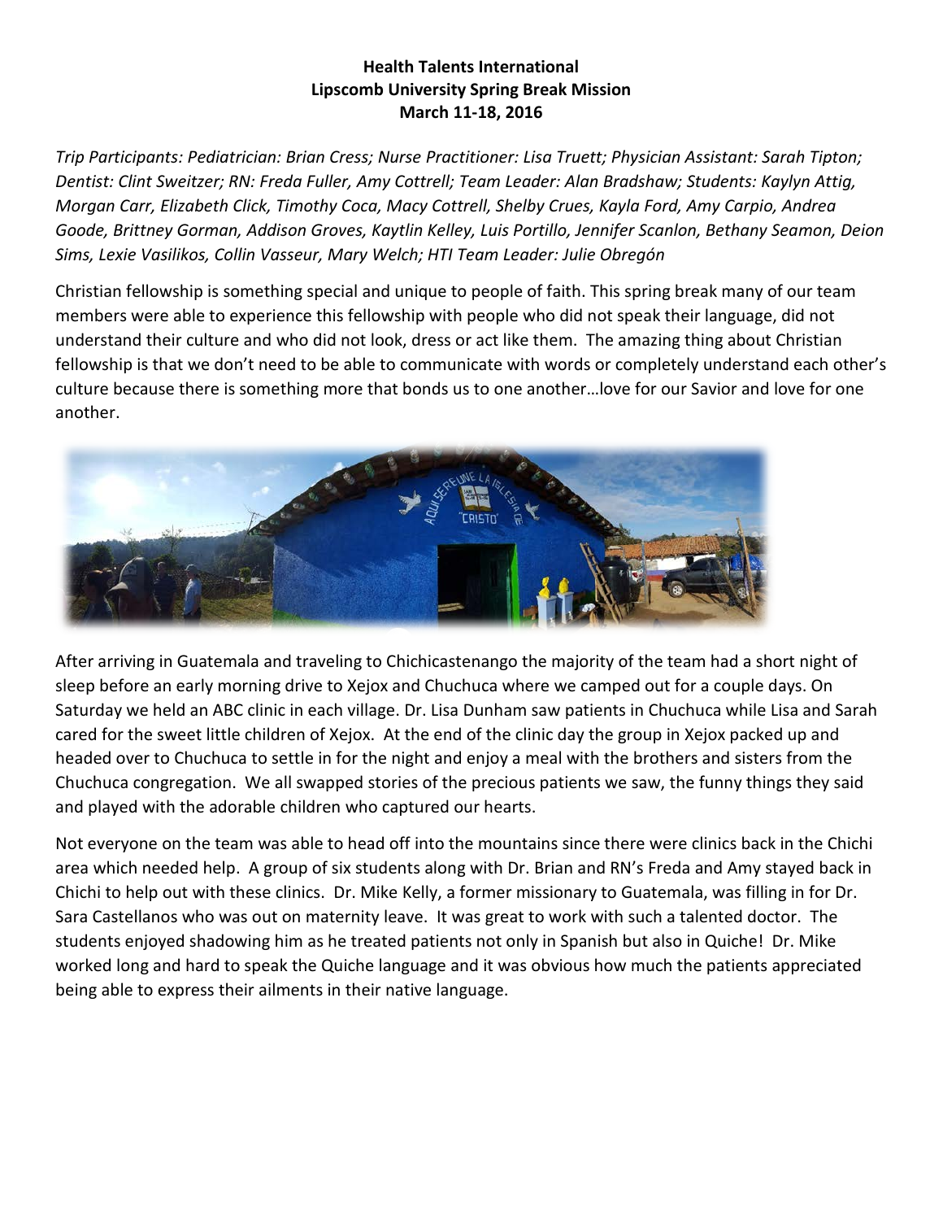**Health Talents International**
**Lipscomb University Spring Break Mission**
**March 11-18, 2016**

*Trip Participants: Pediatrician: Brian Cress; Nurse Practitioner: Lisa Truett; Physician Assistant: Sarah Tipton; Dentist: Clint Sweitzer; RN: Freda Fuller, Amy Cottrell; Team Leader: Alan Bradshaw; Students: Kaylyn Attig, Morgan Carr, Elizabeth Click, Timothy Coca, Macy Cottrell, Shelby Crues, Kayla Ford, Amy Carpio, Andrea Goode, Brittney Gorman, Addison Groves, Kaytlin Kelley, Luis Portillo, Jennifer Scanlon, Bethany Seamon, Deion Sims, Lexie Vasilikos, Collin Vasseur, Mary Welch; HTI Team Leader: Julie Obregón*

Christian fellowship is something special and unique to people of faith. This spring break many of our team members were able to experience this fellowship with people who did not speak their language, did not understand their culture and who did not look, dress or act like them. The amazing thing about Christian fellowship is that we don't need to be able to communicate with words or completely understand each other's culture because there is something more that bonds us to one another…love for our Savior and love for one another.

After arriving in Guatemala and traveling to Chichicastenango the majority of the team had a short night of sleep before an early morning drive to Xejox and Chuchuca where we camped out for a couple days. On Saturday we held an ABC clinic in each village. Dr. Lisa Dunham saw patients in Chuchuca while Lisa and Sarah cared for the sweet little children of Xejox. At the end of the clinic day the group in Xejox packed up and headed over to Chuchuca to settle in for the night and enjoy a meal with the brothers and sisters from the Chuchuca congregation. We all swapped stories of the precious patients we saw, the funny things they said and played with the adorable children who captured our hearts.

Not everyone on the team was able to head off into the mountains since there were clinics back in the Chichi area which needed help. A group of six students along with Dr. Brian and RN's Freda and Amy stayed back in Chichi to help out with these clinics. Dr. Mike Kelly, a former missionary to Guatemala, was filling in for Dr. Sara Castellanos who was out on maternity leave. It was great to work with such a talented doctor. The students enjoyed shadowing him as he treated patients not only in Spanish but also in Quiche! Dr. Mike worked long and hard to speak the Quiche language and it was obvious how much the patients appreciated being able to express their ailments in their native language.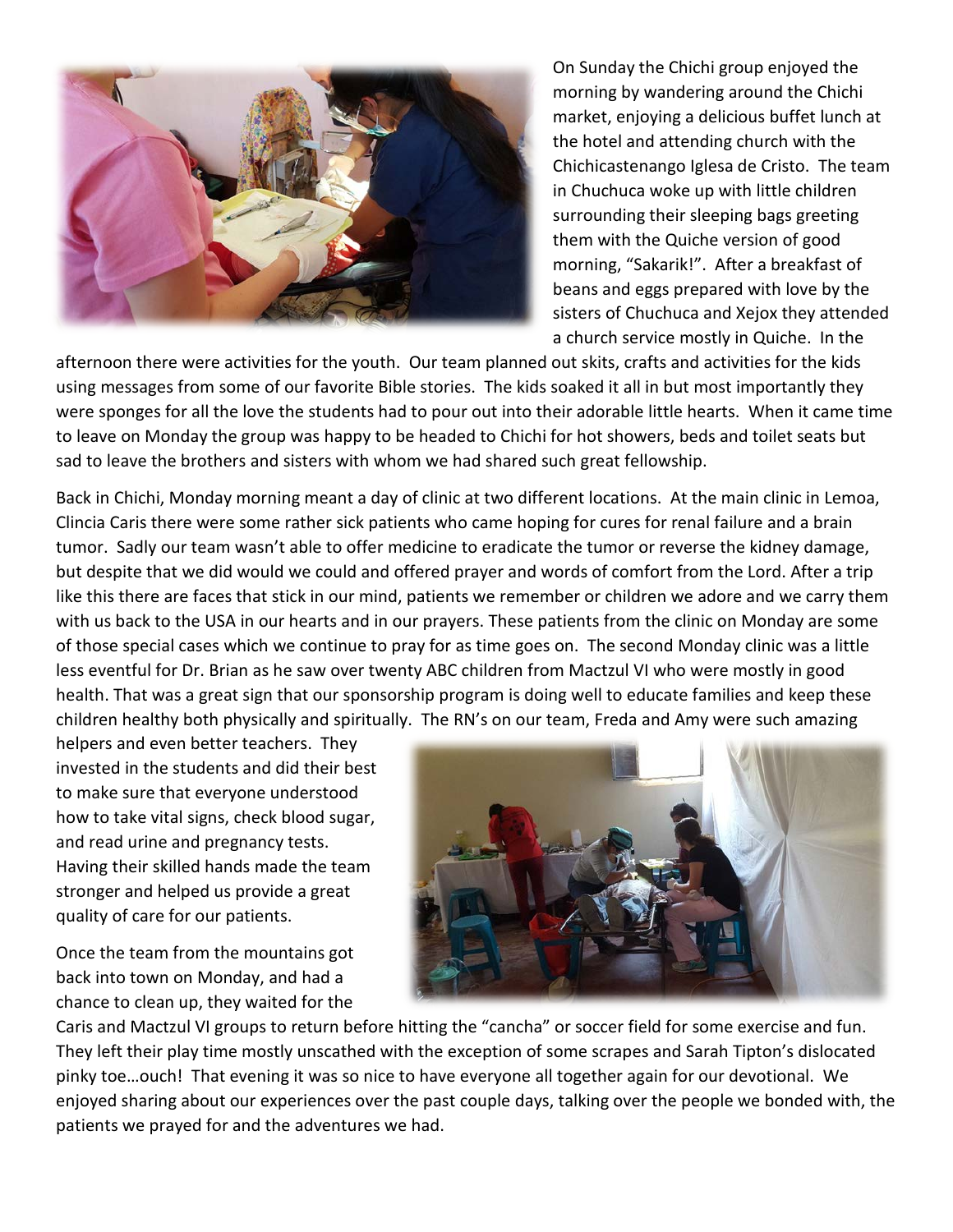On Sunday the Chichi group enjoyed the morning by wandering around the Chichi market, enjoying a delicious buffet lunch at the hotel and attending church with the Chichicastenango Iglesa de Cristo. The team in Chuchuca woke up with little children surrounding their sleeping bags greeting them with the Quiche version of good morning, "Sakarik!". After a breakfast of beans and eggs prepared with love by the sisters of Chuchuca and Xejox they attended a church service mostly in Quiche. In the afternoon there were activities for the youth. Our team planned out skits, crafts and activities for the kids using messages from some of our favorite Bible stories. The kids soaked it all in but most importantly they were sponges for all the love the students had to pour out into their adorable little hearts. When it came time to leave on Monday the group was happy to be headed to Chichi for hot showers, beds and toilet seats but sad to leave the brothers and sisters with whom we had shared such great fellowship.

Back in Chichi, Monday morning meant a day of clinic at two different locations. At the main clinic in Lemoa, Clincia Caris there were some rather sick patients who came hoping for cures for renal failure and a brain tumor. Sadly our team wasn't able to offer medicine to eradicate the tumor or reverse the kidney damage, but despite that we did would we could and offered prayer and words of comfort from the Lord. After a trip like this there are faces that stick in our mind, patients we remember or children we adore and we carry them with us back to the USA in our hearts and in our prayers. These patients from the clinic on Monday are some of those special cases which we continue to pray for as time goes on. The second Monday clinic was a little less eventful for Dr. Brian as he saw over twenty ABC children from Mactzul VI who were mostly in good health. That was a great sign that our sponsorship program is doing well to educate families and keep these children healthy both physically and spiritually. The RN's on our team, Freda and Amy were such amazing helpers and even better teachers. They invested in the students and did their best to make sure that everyone understood how to take vital signs, check blood sugar, and read urine and pregnancy tests. Having their skilled hands made the team stronger and helped us provide a great quality of care for our patients.

Once the team from the mountains got back into town on Monday, and had a chance to clean up, they waited for the Caris and Mactzul VI groups to return before hitting the "cancha" or soccer field for some exercise and fun. They left their play time mostly unscathed with the exception of some scrapes and Sarah Tipton's dislocated pinky toe…ouch! That evening it was so nice to have everyone all together again for our devotional. We enjoyed sharing about our experiences over the past couple days, talking over the people we bonded with, the patients we prayed for and the adventures we had.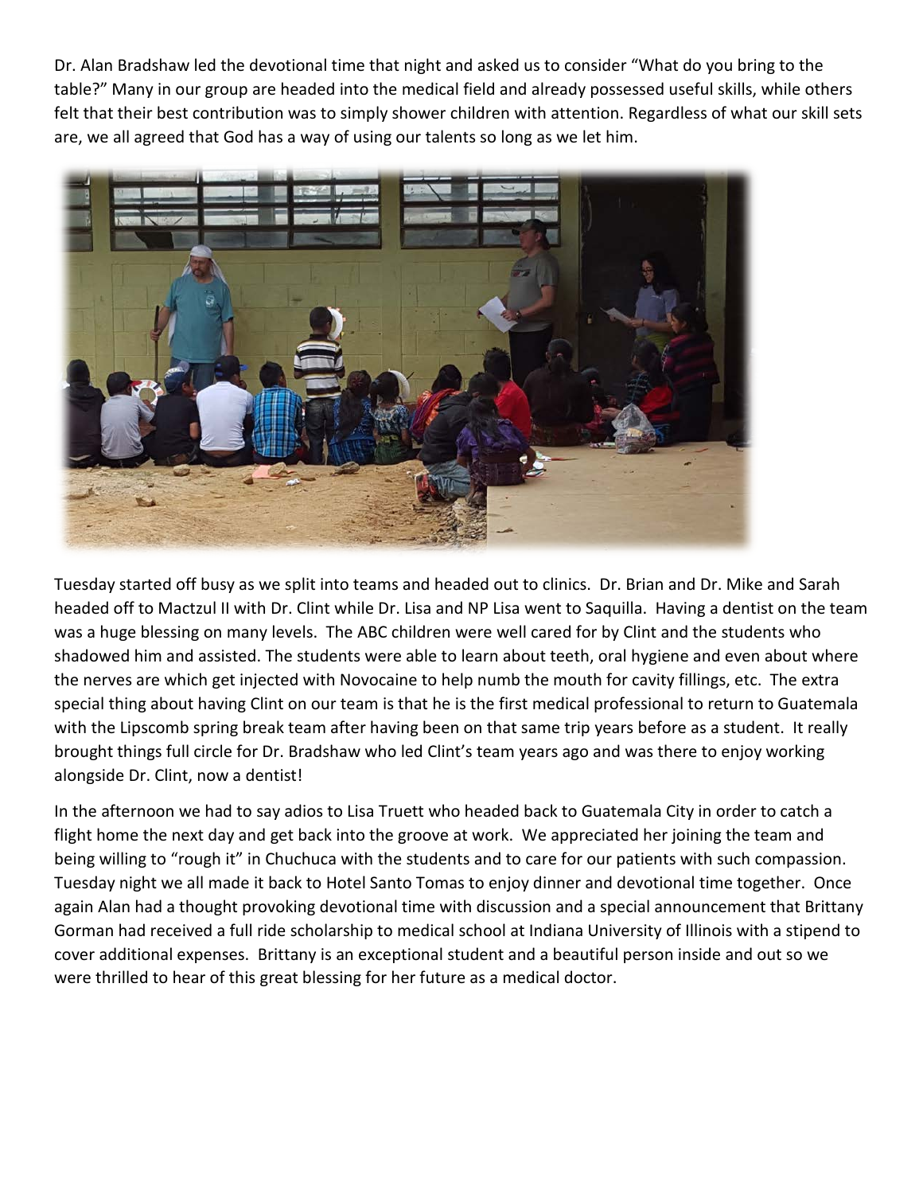Dr. Alan Bradshaw led the devotional time that night and asked us to consider "What do you bring to the table?" Many in our group are headed into the medical field and already possessed useful skills, while others felt that their best contribution was to simply shower children with attention. Regardless of what our skill sets are, we all agreed that God has a way of using our talents so long as we let him.

Tuesday started off busy as we split into teams and headed out to clinics. Dr. Brian and Dr. Mike and Sarah headed off to Mactzul II with Dr. Clint while Dr. Lisa and NP Lisa went to Saquilla. Having a dentist on the team was a huge blessing on many levels. The ABC children were well cared for by Clint and the students who shadowed him and assisted. The students were able to learn about teeth, oral hygiene and even about where the nerves are which get injected with Novocaine to help numb the mouth for cavity fillings, etc. The extra special thing about having Clint on our team is that he is the first medical professional to return to Guatemala with the Lipscomb spring break team after having been on that same trip years before as a student. It really brought things full circle for Dr. Bradshaw who led Clint's team years ago and was there to enjoy working alongside Dr. Clint, now a dentist!

In the afternoon we had to say adios to Lisa Truett who headed back to Guatemala City in order to catch a flight home the next day and get back into the groove at work. We appreciated her joining the team and being willing to "rough it" in Chuchuca with the students and to care for our patients with such compassion. Tuesday night we all made it back to Hotel Santo Tomas to enjoy dinner and devotional time together. Once again Alan had a thought provoking devotional time with discussion and a special announcement that Brittany Gorman had received a full ride scholarship to medical school at Indiana University of Illinois with a stipend to cover additional expenses. Brittany is an exceptional student and a beautiful person inside and out so we were thrilled to hear of this great blessing for her future as a medical doctor.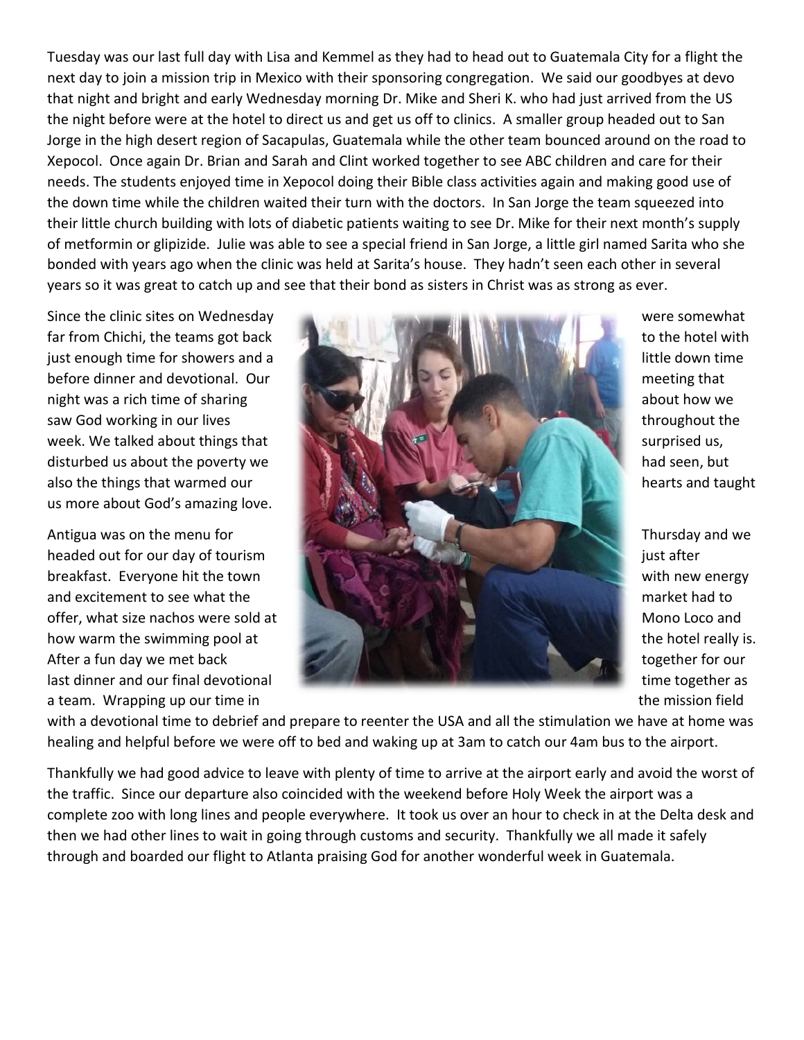Tuesday was our last full day with Lisa and Kemmel as they had to head out to Guatemala City for a flight the next day to join a mission trip in Mexico with their sponsoring congregation. We said our goodbyes at devo that night and bright and early Wednesday morning Dr. Mike and Sheri K. who had just arrived from the US the night before were at the hotel to direct us and get us off to clinics. A smaller group headed out to San Jorge in the high desert region of Sacapulas, Guatemala while the other team bounced around on the road to Xepocol. Once again Dr. Brian and Sarah and Clint worked together to see ABC children and care for their needs. The students enjoyed time in Xepocol doing their Bible class activities again and making good use of the down time while the children waited their turn with the doctors. In San Jorge the team squeezed into their little church building with lots of diabetic patients waiting to see Dr. Mike for their next month's supply of metformin or glipizide. Julie was able to see a special friend in San Jorge, a little girl named Sarita who she bonded with years ago when the clinic was held at Sarita's house. They hadn't seen each other in several years so it was great to catch up and see that their bond as sisters in Christ was as strong as ever.

Since the clinic sites on Wednesday were somewhat far from Chichi, the teams got back to the hotel with just enough time for showers and a little down time before dinner and devotional. Our meeting that night was a rich time of sharing about how we saw God working in our lives throughout the week. We talked about things that surprised us, disturbed us about the poverty we had seen, but also the things that warmed our hearts and taught us more about God's amazing love.

Antigua was on the menu for Thursday and we headed out for our day of tourism just after breakfast. Everyone hit the town with new energy and excitement to see what the market had to offer, what size nachos were sold at Mono Loco and how warm the swimming pool at the hotel really is. After a fun day we met back together for our last dinner and our final devotional time together as a team. Wrapping up our time in the mission field with a devotional time to debrief and prepare to reenter the USA and all the stimulation we have at home was healing and helpful before we were off to bed and waking up at 3am to catch our 4am bus to the airport.

Thankfully we had good advice to leave with plenty of time to arrive at the airport early and avoid the worst of the traffic. Since our departure also coincided with the weekend before Holy Week the airport was a complete zoo with long lines and people everywhere. It took us over an hour to check in at the Delta desk and then we had other lines to wait in going through customs and security. Thankfully we all made it safely through and boarded our flight to Atlanta praising God for another wonderful week in Guatemala.